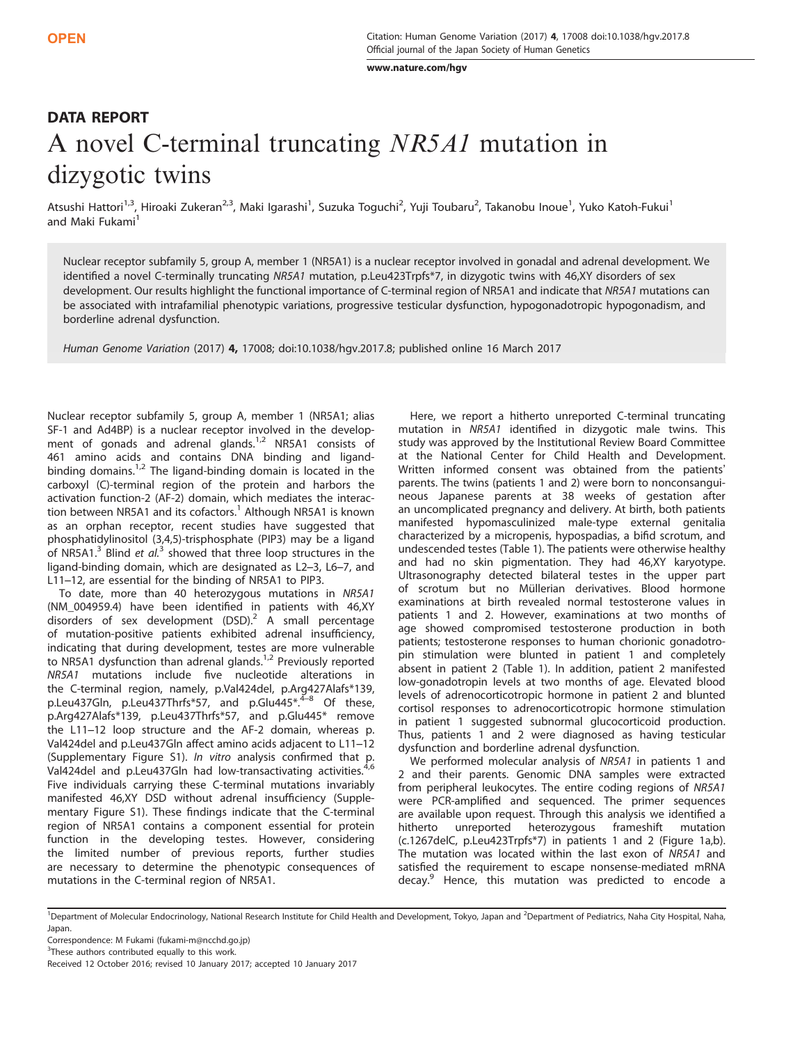OPEN

# DATA REPORT

# A novel C-terminal truncating *NR5A1* mutation in dizygotic twins

Atsushi Hattori[1,3], Hiroaki Zukeran[2,3], Maki Igarashi[1], Suzuka Toguchi[2], Yuji Toubaru[2], Takanobu Inoue[1], Yuko Katoh-Fukui[1] and Maki Fukami[1]

Nuclear receptor subfamily 5, group A, member 1 (NR5A1) is a nuclear receptor involved in gonadal and adrenal development. We identified a novel C-terminally truncating *NR5A1* mutation, p.Leu423Trpfs*7, in dizygotic twins with 46,XY disorders of sex development. Our results highlight the functional importance of C-terminal region of NR5A1 and indicate that *NR5A1* mutations can be associated with intrafamilial phenotypic variations, progressive testicular dysfunction, hypogonadotropic hypogonadism, and borderline adrenal dysfunction.

*Human Genome Variation* (2017) **4,** 17008; doi:10.1038/hgv.2017.8; published online 16 March 2017

Nuclear receptor subfamily 5, group A, member 1 (NR5A1; alias SF-1 and Ad4BP) is a nuclear receptor involved in the development of gonads and adrenal glands.[1,2] NR5A1 consists of 461 amino acids and contains DNA binding and ligand-binding domains.[1,2] The ligand-binding domain is located in the carboxyl (C)-terminal region of the protein and harbors the activation function-2 (AF-2) domain, which mediates the interaction between NR5A1 and its cofactors.[1] Although NR5A1 is known as an orphan receptor, recent studies have suggested that phosphatidylinositol (3,4,5)-trisphosphate (PIP3) may be a ligand of NR5A1.[3] Blind *et al.*[3] showed that three loop structures in the ligand-binding domain, which are designated as L2–3, L6–7, and L11–12, are essential for the binding of NR5A1 to PIP3.

To date, more than 40 heterozygous mutations in *NR5A1* (NM_004959.4) have been identified in patients with 46,XY disorders of sex development (DSD).[2] A small percentage of mutation-positive patients exhibited adrenal insufficiency, indicating that during development, testes are more vulnerable to NR5A1 dysfunction than adrenal glands.[1,2] Previously reported *NR5A1* mutations include five nucleotide alterations in the C-terminal region, namely, p.Val424del, p.Arg427Alafs*139, p.Leu437Gln, p.Leu437Thrfs*57, and p.Glu445*.[4–8] Of these, p.Arg427Alafs*139, p.Leu437Thrfs*57, and p.Glu445* remove the L11–12 loop structure and the AF-2 domain, whereas p. Val424del and p.Leu437Gln affect amino acids adjacent to L11–12 (Supplementary Figure S1). *In vitro* analysis confirmed that p. Val424del and p.Leu437Gln had low-transactivating activities.[4,6] Five individuals carrying these C-terminal mutations invariably manifested 46,XY DSD without adrenal insufficiency (Supplementary Figure S1). These findings indicate that the C-terminal region of NR5A1 contains a component essential for protein function in the developing testes. However, considering the limited number of previous reports, further studies are necessary to determine the phenotypic consequences of mutations in the C-terminal region of NR5A1.

Here, we report a hitherto unreported C-terminal truncating mutation in *NR5A1* identified in dizygotic male twins. This study was approved by the Institutional Review Board Committee at the National Center for Child Health and Development. Written informed consent was obtained from the patients' parents. The twins (patients 1 and 2) were born to nonconsanguineous Japanese parents at 38 weeks of gestation after an uncomplicated pregnancy and delivery. At birth, both patients manifested hypomasculinized male-type external genitalia characterized by a micropenis, hypospadias, a bifid scrotum, and undescended testes (Table 1). The patients were otherwise healthy and had no skin pigmentation. They had 46,XY karyotype. Ultrasonography detected bilateral testes in the upper part of scrotum but no Müllerian derivatives. Blood hormone examinations at birth revealed normal testosterone values in patients 1 and 2. However, examinations at two months of age showed compromised testosterone production in both patients; testosterone responses to human chorionic gonadotropin stimulation were blunted in patient 1 and completely absent in patient 2 (Table 1). In addition, patient 2 manifested low-gonadotropin levels at two months of age. Elevated blood levels of adrenocorticotropic hormone in patient 2 and blunted cortisol responses to adrenocorticotropic hormone stimulation in patient 1 suggested subnormal glucocorticoid production. Thus, patients 1 and 2 were diagnosed as having testicular dysfunction and borderline adrenal dysfunction.

We performed molecular analysis of *NR5A1* in patients 1 and 2 and their parents. Genomic DNA samples were extracted from peripheral leukocytes. The entire coding regions of *NR5A1* were PCR-amplified and sequenced. The primer sequences are available upon request. Through this analysis we identified a hitherto unreported heterozygous frameshift mutation (c.1267delC, p.Leu423Trpfs*7) in patients 1 and 2 (Figure 1a,b). The mutation was located within the last exon of *NR5A1* and satisfied the requirement to escape nonsense-mediated mRNA decay.[9] Hence, this mutation was predicted to encode a

[1]Department of Molecular Endocrinology, National Research Institute for Child Health and Development, Tokyo, Japan and [2]Department of Pediatrics, Naha City Hospital, Naha, Japan.
Correspondence: M Fukami (fukami-m@ncchd.go.jp)
[3]These authors contributed equally to this work.
Received 12 October 2016; revised 10 January 2017; accepted 10 January 2017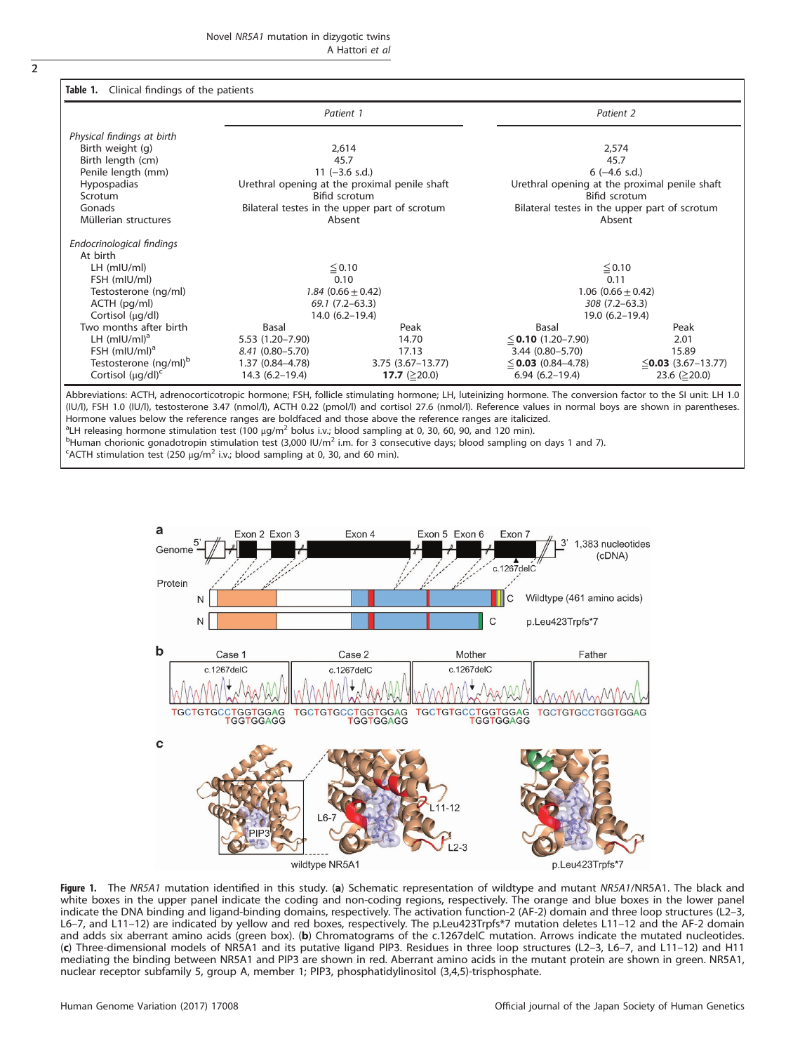**Table 1.** Clinical findings of the patients

| | Patient 1 | | Patient 2 | |
|---|---|---|---|---|
| *Physical findings at birth* | | | | |
| Birth weight (g) | 2,614 | | 2,574 | |
| Birth length (cm) | 45.7 | | 45.7 | |
| Penile length (mm) | 11 (−3.6 s.d.) | | 6 (−4.6 s.d.) | |
| Hypospadias | Urethral opening at the proximal penile shaft | | Urethral opening at the proximal penile shaft | |
| Scrotum | Bifid scrotum | | Bifid scrotum | |
| Gonads | Bilateral testes in the upper part of scrotum | | Bilateral testes in the upper part of scrotum | |
| Müllerian structures | Absent | | Absent | |
| *Endocrinological findings* | | | | |
| At birth | | | | |
| LH (mIU/ml) | ≦0.10 | | ≦0.10 | |
| FSH (mIU/ml) | 0.10 | | 0.11 | |
| Testosterone (ng/ml) | *1.84* (0.66 ± 0.42) | | 1.06 (0.66 ± 0.42) | |
| ACTH (pg/ml) | *69.1* (7.2–63.3) | | *308* (7.2–63.3) | |
| Cortisol (μg/dl) | 14.0 (6.2–19.4) | | 19.0 (6.2–19.4) | |
| Two months after birth | Basal | Peak | Basal | Peak |
| LH (mIU/ml)[a] | 5.53 (1.20–7.90) | 14.70 | ≦**0.10** (1.20–7.90) | 2.01 |
| FSH (mIU/ml)[a] | *8.41* (0.80–5.70) | 17.13 | 3.44 (0.80–5.70) | 15.89 |
| Testosterone (ng/ml)[b] | 1.37 (0.84–4.78) | 3.75 (3.67–13.77) | ≦**0.03** (0.84–4.78) | ≦**0.03** (3.67–13.77) |
| Cortisol (μg/dl)[c] | 14.3 (6.2–19.4) | **17.7** (≧20.0) | 6.94 (6.2–19.4) | 23.6 (≧20.0) |

Abbreviations: ACTH, adrenocorticotropic hormone; FSH, follicle stimulating hormone; LH, luteinizing hormone. The conversion factor to the SI unit: LH 1.0 (IU/l), FSH 1.0 (IU/l), testosterone 3.47 (nmol/l), ACTH 0.22 (pmol/l) and cortisol 27.6 (nmol/l). Reference values in normal boys are shown in parentheses. Hormone values below the reference ranges are boldfaced and those above the reference ranges are italicized.
[a]LH releasing hormone stimulation test (100 μg/m$^2$ bolus i.v.; blood sampling at 0, 30, 60, 90, and 120 min).
[b]Human chorionic gonadotropin stimulation test (3,000 IU/m$^2$ i.m. for 3 consecutive days; blood sampling on days 1 and 7).
[c]ACTH stimulation test (250 μg/m$^2$ i.v.; blood sampling at 0, 30, and 60 min).

**Figure 1.** The *NR5A1* mutation identified in this study. (**a**) Schematic representation of wildtype and mutant *NR5A1*/NR5A1. The black and white boxes in the upper panel indicate the coding and non-coding regions, respectively. The orange and blue boxes in the lower panel indicate the DNA binding and ligand-binding domains, respectively. The activation function-2 (AF-2) domain and three loop structures (L2–3, L6–7, and L11–12) are indicated by yellow and red boxes, respectively. The p.Leu423Trpfs*7 mutation deletes L11–12 and the AF-2 domain and adds six aberrant amino acids (green box). (**b**) Chromatograms of the c.1267delC mutation. Arrows indicate the mutated nucleotides. (**c**) Three-dimensional models of NR5A1 and its putative ligand PIP3. Residues in three loop structures (L2–3, L6–7, and L11–12) and H11 mediating the binding between NR5A1 and PIP3 are shown in red. Aberrant amino acids in the mutant protein are shown in green. NR5A1, nuclear receptor subfamily 5, group A, member 1; PIP3, phosphatidylinositol (3,4,5)-trisphosphate.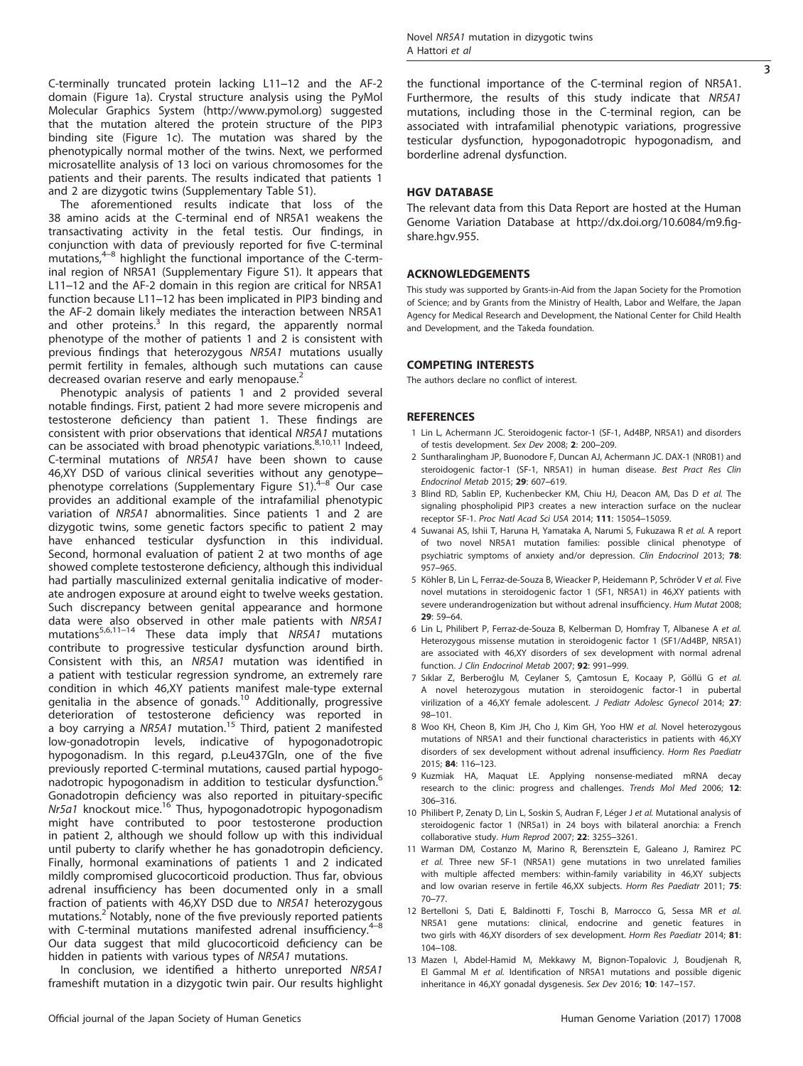C-terminally truncated protein lacking L11–12 and the AF-2 domain (Figure 1a). Crystal structure analysis using the PyMol Molecular Graphics System (http://www.pymol.org) suggested that the mutation altered the protein structure of the PIP3 binding site (Figure 1c). The mutation was shared by the phenotypically normal mother of the twins. Next, we performed microsatellite analysis of 13 loci on various chromosomes for the patients and their parents. The results indicated that patients 1 and 2 are dizygotic twins (Supplementary Table S1).

The aforementioned results indicate that loss of the 38 amino acids at the C-terminal end of NR5A1 weakens the transactivating activity in the fetal testis. Our findings, in conjunction with data of previously reported for five C-terminal mutations,[4–8] highlight the functional importance of the C-terminal region of NR5A1 (Supplementary Figure S1). It appears that L11–12 and the AF-2 domain in this region are critical for NR5A1 function because L11–12 has been implicated in PIP3 binding and the AF-2 domain likely mediates the interaction between NR5A1 and other proteins.[3] In this regard, the apparently normal phenotype of the mother of patients 1 and 2 is consistent with previous findings that heterozygous *NR5A1* mutations usually permit fertility in females, although such mutations can cause decreased ovarian reserve and early menopause.[2]

Phenotypic analysis of patients 1 and 2 provided several notable findings. First, patient 2 had more severe micropenis and testosterone deficiency than patient 1. These findings are consistent with prior observations that identical *NR5A1* mutations can be associated with broad phenotypic variations.[8,10,11] Indeed, C-terminal mutations of *NR5A1* have been shown to cause 46,XY DSD of various clinical severities without any genotype–phenotype correlations (Supplementary Figure S1).[4–8] Our case provides an additional example of the intrafamilial phenotypic variation of *NR5A1* abnormalities. Since patients 1 and 2 are dizygotic twins, some genetic factors specific to patient 2 may have enhanced testicular dysfunction in this individual. Second, hormonal evaluation of patient 2 at two months of age showed complete testosterone deficiency, although this individual had partially masculinized external genitalia indicative of moderate androgen exposure at around eight to twelve weeks gestation. Such discrepancy between genital appearance and hormone data were also observed in other male patients with *NR5A1* mutations[5,6,11–14] These data imply that *NR5A1* mutations contribute to progressive testicular dysfunction around birth. Consistent with this, an *NR5A1* mutation was identified in a patient with testicular regression syndrome, an extremely rare condition in which 46,XY patients manifest male-type external genitalia in the absence of gonads.[10] Additionally, progressive deterioration of testosterone deficiency was reported in a boy carrying a *NR5A1* mutation.[15] Third, patient 2 manifested low-gonadotropin levels, indicative of hypogonadotropic hypogonadism. In this regard, p.Leu437Gln, one of the five previously reported C-terminal mutations, caused partial hypogonadotropic hypogonadism in addition to testicular dysfunction.[6] Gonadotropin deficiency was also reported in pituitary-specific *Nr5a1* knockout mice.[16] Thus, hypogonadotropic hypogonadism might have contributed to poor testosterone production in patient 2, although we should follow up with this individual until puberty to clarify whether he has gonadotropin deficiency. Finally, hormonal examinations of patients 1 and 2 indicated mildly compromised glucocorticoid production. Thus far, obvious adrenal insufficiency has been documented only in a small fraction of patients with 46,XY DSD due to *NR5A1* heterozygous mutations.[2] Notably, none of the five previously reported patients with C-terminal mutations manifested adrenal insufficiency.[4–8] Our data suggest that mild glucocorticoid deficiency can be hidden in patients with various types of *NR5A1* mutations.

In conclusion, we identified a hitherto unreported *NR5A1* frameshift mutation in a dizygotic twin pair. Our results highlight the functional importance of the C-terminal region of NR5A1. Furthermore, the results of this study indicate that *NR5A1* mutations, including those in the C-terminal region, can be associated with intrafamilial phenotypic variations, progressive testicular dysfunction, hypogonadotropic hypogonadism, and borderline adrenal dysfunction.

## HGV DATABASE

The relevant data from this Data Report are hosted at the Human Genome Variation Database at http://dx.doi.org/10.6084/m9.figshare.hgv.955.

## ACKNOWLEDGEMENTS

This study was supported by Grants-in-Aid from the Japan Society for the Promotion of Science; and by Grants from the Ministry of Health, Labor and Welfare, the Japan Agency for Medical Research and Development, the National Center for Child Health and Development, and the Takeda foundation.

## COMPETING INTERESTS

The authors declare no conflict of interest.

## REFERENCES

1. Lin L, Achermann JC. Steroidogenic factor-1 (SF-1, Ad4BP, NR5A1) and disorders of testis development. *Sex Dev* 2008; **2**: 200–209.
2. Suntharalingham JP, Buonodore F, Duncan AJ, Achermann JC. DAX-1 (NR0B1) and steroidogenic factor-1 (SF-1, NR5A1) in human disease. *Best Pract Res Clin Endocrinol Metab* 2015; **29**: 607–619.
3. Blind RD, Sablin EP, Kuchenbecker KM, Chiu HJ, Deacon AM, Das D *et al.* The signaling phospholipid PIP3 creates a new interaction surface on the nuclear receptor SF-1. *Proc Natl Acad Sci USA* 2014; **111**: 15054–15059.
4. Suwanai AS, Ishii T, Haruna H, Yamataka A, Narumi S, Fukuzawa R *et al.* A report of two novel NR5A1 mutation families: possible clinical phenotype of psychiatric symptoms of anxiety and/or depression. *Clin Endocrinol* 2013; **78**: 957–965.
5. Köhler B, Lin L, Ferraz-de-Souza B, Wieacker P, Heidemann P, Schröder V *et al.* Five novel mutations in steroidogenic factor 1 (SF1, NR5A1) in 46,XY patients with severe underandrogenization but without adrenal insufficiency. *Hum Mutat* 2008; **29**: 59–64.
6. Lin L, Philibert P, Ferraz-de-Souza B, Kelberman D, Homfray T, Albanese A *et al.* Heterozygous missense mutation in steroidogenic factor 1 (SF1/Ad4BP, NR5A1) are associated with 46,XY disorders of sex development with normal adrenal function. *J Clin Endocrinol Metab* 2007; **92**: 991–999.
7. Sıklar Z, Berberoğlu M, Ceylaner S, Çamtosun E, Kocaay P, Göllü G *et al.* A novel heterozygous mutation in steroidogenic factor-1 in pubertal virilization of a 46,XY female adolescent. *J Pediatr Adolesc Gynecol* 2014; **27**: 98–101.
8. Woo KH, Cheon B, Kim JH, Cho J, Kim GH, Yoo HW *et al.* Novel heterozygous mutations of NR5A1 and their functional characteristics in patients with 46,XY disorders of sex development without adrenal insufficiency. *Horm Res Paediatr* 2015; **84**: 116–123.
9. Kuzmiak HA, Maquat LE. Applying nonsense-mediated mRNA decay research to the clinic: progress and challenges. *Trends Mol Med* 2006; **12**: 306–316.
10. Philibert P, Zenaty D, Lin L, Soskin S, Audran F, Léger J *et al.* Mutational analysis of steroidogenic factor 1 (NR5a1) in 24 boys with bilateral anorchia: a French collaborative study. *Hum Reprod* 2007; **22**: 3255–3261.
11. Warman DM, Costanzo M, Marino R, Berensztein E, Galeano J, Ramirez PC *et al.* Three new SF-1 (NR5A1) gene mutations in two unrelated families with multiple affected members: within-family variability in 46,XY subjects and low ovarian reserve in fertile 46,XX subjects. *Horm Res Paediatr* 2011; **75**: 70–77.
12. Bertelloni S, Dati E, Baldinotti F, Toschi B, Marrocco G, Sessa MR *et al.* NR5A1 gene mutations: clinical, endocrine and genetic features in two girls with 46,XY disorders of sex development. *Horm Res Paediatr* 2014; **81**: 104–108.
13. Mazen I, Abdel-Hamid M, Mekkawy M, Bignon-Topalovic J, Boudjenah R, El Gammal M *et al.* Identification of NR5A1 mutations and possible digenic inheritance in 46,XY gonadal dysgenesis. *Sex Dev* 2016; **10**: 147–157.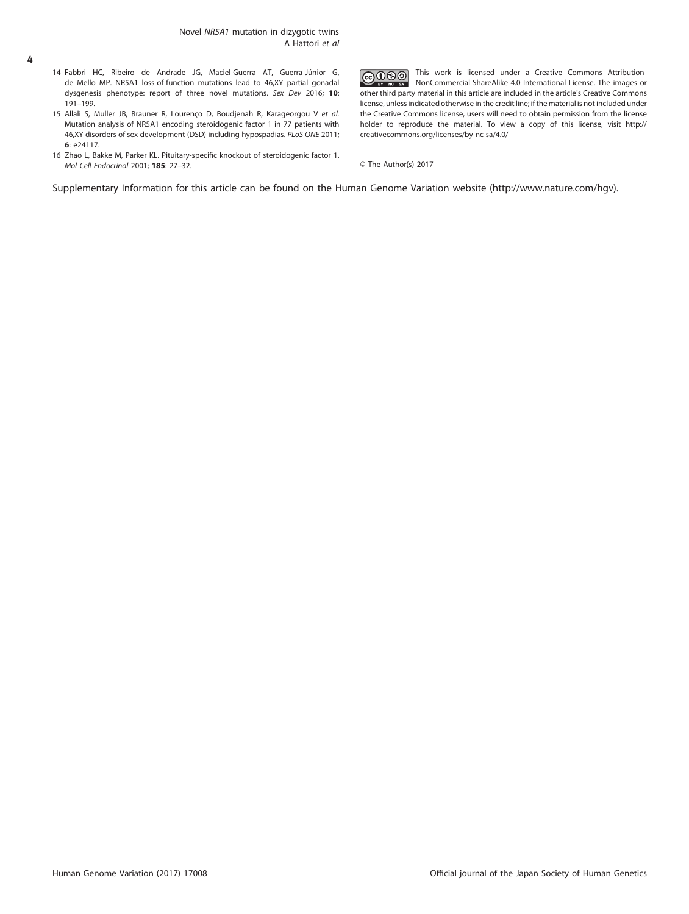14 Fabbri HC, Ribeiro de Andrade JG, Maciel-Guerra AT, Guerra-Júnior G, de Mello MP. NR5A1 loss-of-function mutations lead to 46,XY partial gonadal dysgenesis phenotype: report of three novel mutations. *Sex Dev* 2016; **10**: 191–199.

15 Allali S, Muller JB, Brauner R, Lourenço D, Boudjenah R, Karageorgou V *et al*. Mutation analysis of NR5A1 encoding steroidogenic factor 1 in 77 patients with 46,XY disorders of sex development (DSD) including hypospadias. *PLoS ONE* 2011; **6**: e24117.

16 Zhao L, Bakke M, Parker KL. Pituitary-specific knockout of steroidogenic factor 1. *Mol Cell Endocrinol* 2001; **185**: 27–32.

This work is licensed under a Creative Commons Attribution-NonCommercial-ShareAlike 4.0 International License. The images or other third party material in this article are included in the article's Creative Commons license, unless indicated otherwise in the credit line; if the material is not included under the Creative Commons license, users will need to obtain permission from the license holder to reproduce the material. To view a copy of this license, visit http://creativecommons.org/licenses/by-nc-sa/4.0/

© The Author(s) 2017

Supplementary Information for this article can be found on the Human Genome Variation website (http://www.nature.com/hgv).